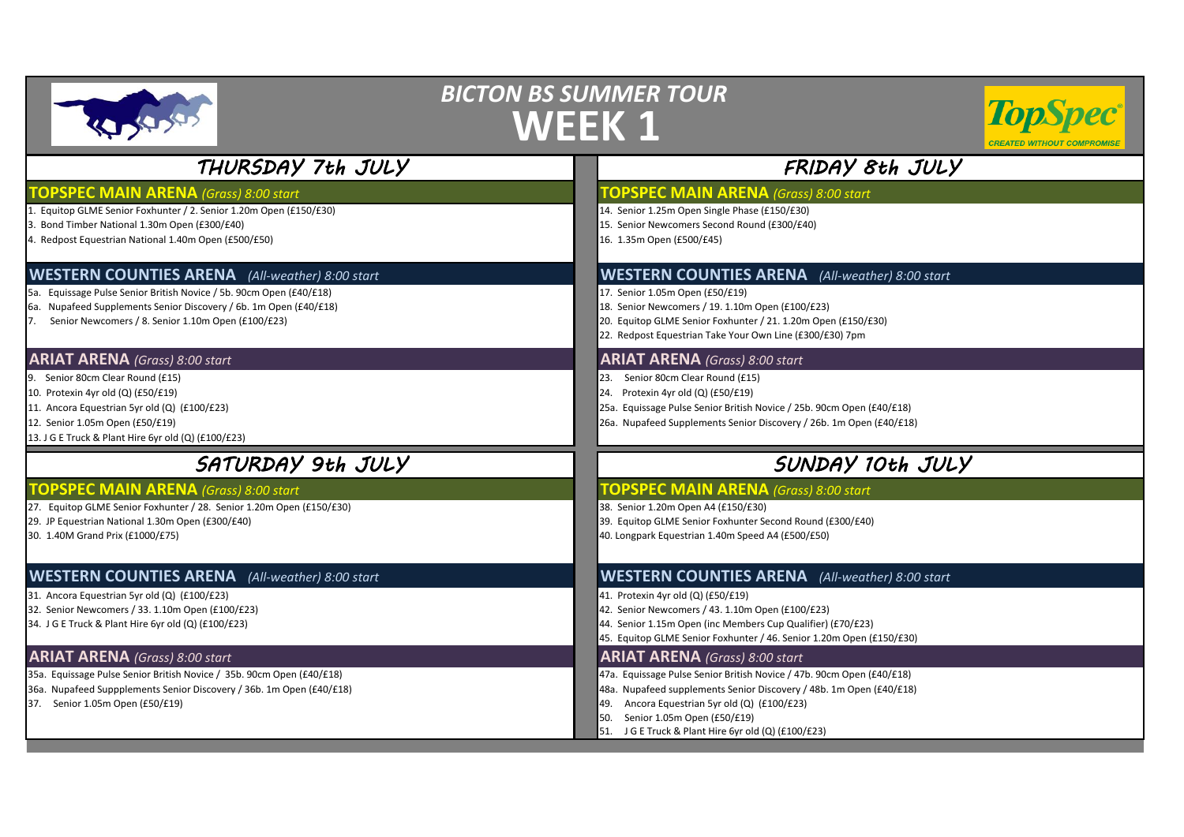# BICTON BS SUMMER TOUR

# WEEK 1

## THURSDAY 7th JULY

### TOPSPEC MAIN ARENA *(Grass) 8:00 start*

1. Equitop GLME Senior Foxhunter / 2. Senior 1.20m Open (£150/£30)
3. Bond Timber National 1.30m Open (£300/£40)
4. Redpost Equestrian National 1.40m Open (£500/£50)

### WESTERN COUNTIES ARENA *(All-weather) 8:00 start*

5a. Equissage Pulse Senior British Novice / 5b. 90cm Open (£40/£18)
6a. Nupafeed Supplements Senior Discovery / 6b. 1m Open (£40/£18)
7. Senior Newcomers / 8. Senior 1.10m Open (£100/£23)

### ARIAT ARENA *(Grass) 8:00 start*

9. Senior 80cm Clear Round (£15)
10. Protexin 4yr old (Q) (£50/£19)
11. Ancora Equestrian 5yr old (Q) (£100/£23)
12. Senior 1.05m Open (£50/£19)
13. J G E Truck & Plant Hire 6yr old (Q) (£100/£23)

## FRIDAY 8th JULY

### TOPSPEC MAIN ARENA *(Grass) 8:00 start*

14. Senior 1.25m Open Single Phase (£150/£30)
15. Senior Newcomers Second Round (£300/£40)
16. 1.35m Open (£500/£45)

### WESTERN COUNTIES ARENA *(All-weather) 8:00 start*

17. Senior 1.05m Open (£50/£19)
18. Senior Newcomers / 19. 1.10m Open (£100/£23)
20. Equitop GLME Senior Foxhunter / 21. 1.20m Open (£150/£30)
22. Redpost Equestrian Take Your Own Line (£300/£30) 7pm

### ARIAT ARENA *(Grass) 8:00 start*

23. Senior 80cm Clear Round (£15)
24. Protexin 4yr old (Q) (£50/£19)
25a. Equissage Pulse Senior British Novice / 25b. 90cm Open (£40/£18)
26a. Nupafeed Supplements Senior Discovery / 26b. 1m Open (£40/£18)

## SATURDAY 9th JULY

### TOPSPEC MAIN ARENA *(Grass) 8:00 start*

27. Equitop GLME Senior Foxhunter / 28. Senior 1.20m Open (£150/£30)
29. JP Equestrian National 1.30m Open (£300/£40)
30. 1.40M Grand Prix (£1000/£75)

### WESTERN COUNTIES ARENA *(All-weather) 8:00 start*

31. Ancora Equestrian 5yr old (Q) (£100/£23)
32. Senior Newcomers / 33. 1.10m Open (£100/£23)
34. J G E Truck & Plant Hire 6yr old (Q) (£100/£23)

### ARIAT ARENA *(Grass) 8:00 start*

35a. Equissage Pulse Senior British Novice / 35b. 90cm Open (£40/£18)
36a. Nupafeed Suppplements Senior Discovery / 36b. 1m Open (£40/£18)
37. Senior 1.05m Open (£50/£19)

## SUNDAY 10th JULY

### TOPSPEC MAIN ARENA *(Grass) 8:00 start*

38. Senior 1.20m Open A4 (£150/£30)
39. Equitop GLME Senior Foxhunter Second Round (£300/£40)
40. Longpark Equestrian 1.40m Speed A4 (£500/£50)

### WESTERN COUNTIES ARENA *(All-weather) 8:00 start*

41. Protexin 4yr old (Q) (£50/£19)
42. Senior Newcomers / 43. 1.10m Open (£100/£23)
44. Senior 1.15m Open (inc Members Cup Qualifier) (£70/£23)
45. Equitop GLME Senior Foxhunter / 46. Senior 1.20m Open (£150/£30)

### ARIAT ARENA *(Grass) 8:00 start*

47a. Equissage Pulse Senior British Novice / 47b. 90cm Open (£40/£18)
48a. Nupafeed supplements Senior Discovery / 48b. 1m Open (£40/£18)
49. Ancora Equestrian 5yr old (Q) (£100/£23)
50. Senior 1.05m Open (£50/£19)
51. J G E Truck & Plant Hire 6yr old (Q) (£100/£23)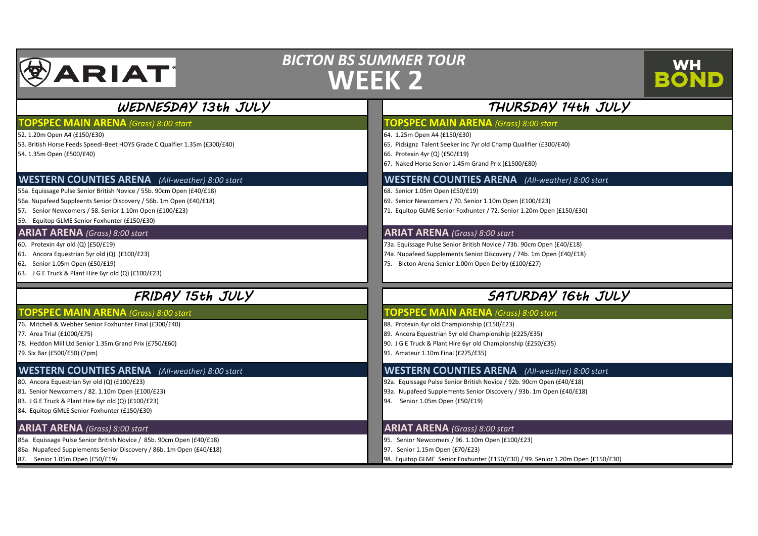# BICTON BS SUMMER TOUR
# WEEK 2

## WEDNESDAY 13th JULY

### TOPSPEC MAIN ARENA *(Grass) 8:00 start*

52. 1.20m Open A4 (£150/£30)
53. British Horse Feeds Speedi-Beet HOYS Grade C Qualfier 1.35m (£300/£40)
54. 1.35m Open (£500/£40)

### WESTERN COUNTIES ARENA *(All-weather) 8:00 start*

55a. Equissage Pulse Senior British Novice / 55b. 90cm Open (£40/£18)
56a. Nupafeed Suppleents Senior Discovery / 56b. 1m Open (£40/£18)
57. Senior Newcomers / 58. Senior 1.10m Open (£100/£23)
59. Equitop GLME Senior Foxhunter (£150/£30)

### ARIAT ARENA *(Grass) 8:00 start*

60. Protexin 4yr old (Q) (£50/£19)
61. Ancora Equestrian 5yr old (Q) (£100/£23)
62. Senior 1.05m Open (£50/£19)
63. J G E Truck & Plant Hire 6yr old (Q) (£100/£23)

## THURSDAY 14th JULY

### TOPSPEC MAIN ARENA *(Grass) 8:00 start*

64. 1.25m Open A4 (£150/£30)
65. Pidsignz Talent Seeker inc 7yr old Champ Qualifier (£300/£40)
66. Protexin 4yr (Q) (£50/£19)
67. Naked Horse Senior 1.45m Grand Prix (£1500/£80)

### WESTERN COUNTIES ARENA *(All-weather) 8:00 start*

68. Senior 1.05m Open (£50/£19)
69. Senior Newcomers / 70. Senior 1.10m Open (£100/£23)
71. Equitop GLME Senior Foxhunter / 72. Senior 1.20m Open (£150/£30)

### ARIAT ARENA *(Grass) 8:00 start*

73a. Equissage Pulse Senior British Novice / 73b. 90cm Open (£40/£18)
74a. Nupafeed Supplements Senior Discovery / 74b. 1m Open (£40/£18)
75. Bicton Arena Senior 1.00m Open Derby (£100/£27)

## FRIDAY 15th JULY

### TOPSPEC MAIN ARENA *(Grass) 8:00 start*

76. Mitchell & Webber Senior Foxhunter Final (£300/£40)
77. Area Trial (£1000/£75)
78. Heddon Mill Ltd Senior 1.35m Grand Prix (£750/£60)
79. Six Bar (£500/£50) (7pm)

### WESTERN COUNTIES ARENA *(All-weather) 8:00 start*

80. Ancora Equestrian 5yr old (Q) (£100/£23)
81. Senior Newcomers / 82. 1.10m Open (£100/£23)
83. J G E Truck & Plant Hire 6yr old (Q) (£100/£23)
84. Equitop GMLE Senior Foxhunter (£150/£30)

### ARIAT ARENA *(Grass) 8:00 start*

85a. Equissage Pulse Senior British Novice / 85b. 90cm Open (£40/£18)
86a. Nupafeed Supplements Senior Discovery / 86b. 1m Open (£40/£18)
87. Senior 1.05m Open (£50/£19)

## SATURDAY 16th JULY

### TOPSPEC MAIN ARENA *(Grass) 8:00 start*

88. Protexin 4yr old Championship (£150/£23)
89. Ancora Equestrian 5yr old Championship (£225/£35)
90. J G E Truck & Plant Hire 6yr old Championship (£250/£35)
91. Amateur 1.10m Final (£275/£35)

### WESTERN COUNTIES ARENA *(All-weather) 8:00 start*

92a. Equissage Pulse Senior British Novice / 92b. 90cm Open (£40/£18)
93a. Nupafeed Supplements Senior Discovery / 93b. 1m Open (£40/£18)
94. Senior 1.05m Open (£50/£19)

### ARIAT ARENA *(Grass) 8:00 start*

95. Senior Newcomers / 96. 1.10m Open (£100/£23)
97. Senior 1.15m Open (£70/£23)
98. Equitop GLME Senior Foxhunter (£150/£30) / 99. Senior 1.20m Open (£150/£30)